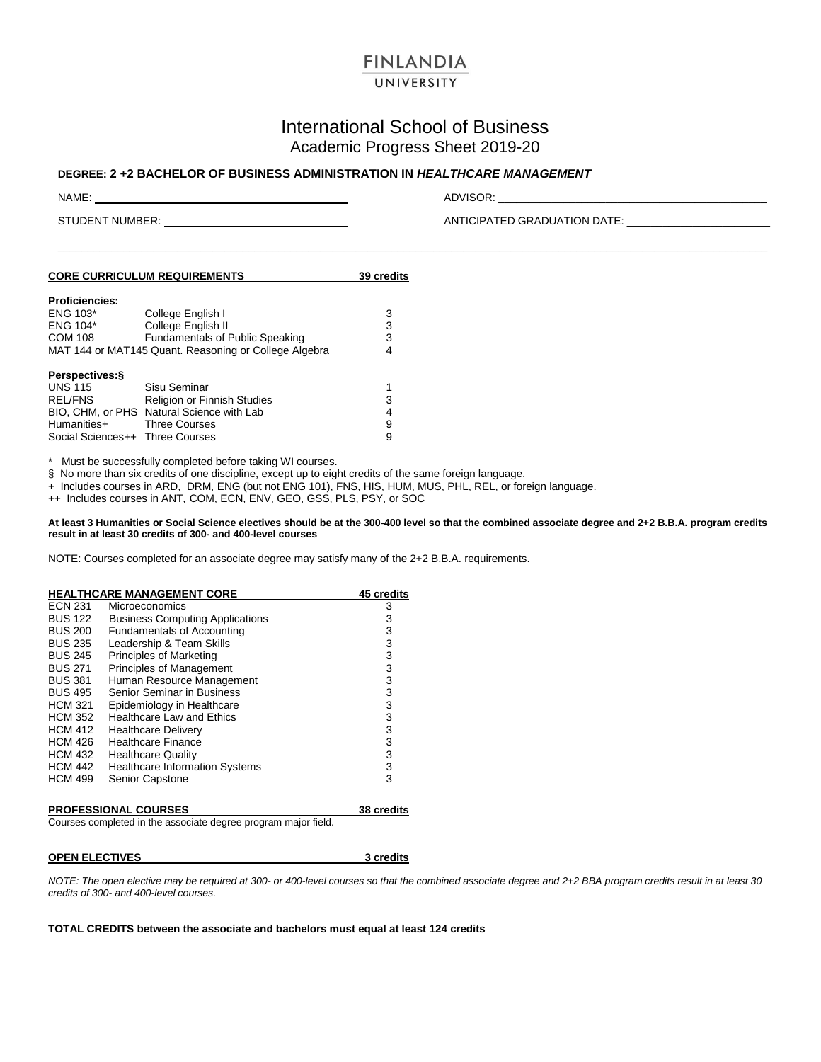# FINLANDIA UNIVERSITY

## International School of Business
### Academic Progress Sheet 2019-20

**DEGREE: 2 +2 BACHELOR OF BUSINESS ADMINISTRATION IN *HEALTHCARE MANAGEMENT***

NAME: ______________________ ADVISOR: ______________________

STUDENT NUMBER: ______________________ ANTICIPATED GRADUATION DATE: ______________________

---

**CORE CURRICULUM REQUIREMENTS — 39 credits**

**Proficiencies:**

| Course | Title | Credits |
|---|---|---|
| ENG 103* | College English I | 3 |
| ENG 104* | College English II | 3 |
| COM 108 | Fundamentals of Public Speaking | 3 |
| MAT 144 or MAT145 | Quant. Reasoning or College Algebra | 4 |

**Perspectives:§**

| Course | Title | Credits |
|---|---|---|
| UNS 115 | Sisu Seminar | 1 |
| REL/FNS | Religion or Finnish Studies | 3 |
| BIO, CHM, or PHS | Natural Science with Lab | 4 |
| Humanities+ | Three Courses | 9 |
| Social Sciences++ | Three Courses | 9 |

\* Must be successfully completed before taking WI courses.

§ No more than six credits of one discipline, except up to eight credits of the same foreign language.

\+ Includes courses in ARD, DRM, ENG (but not ENG 101), FNS, HIS, HUM, MUS, PHL, REL, or foreign language.

\++ Includes courses in ANT, COM, ECN, ENV, GEO, GSS, PLS, PSY, or SOC

**At least 3 Humanities or Social Science electives should be at the 300-400 level so that the combined associate degree and 2+2 B.B.A. program credits result in at least 30 credits of 300- and 400-level courses**

NOTE: Courses completed for an associate degree may satisfy many of the 2+2 B.B.A. requirements.

**HEALTHCARE MANAGEMENT CORE — 45 credits**

| Course | Title | Credits |
|---|---|---|
| ECN 231 | Microeconomics | 3 |
| BUS 122 | Business Computing Applications | 3 |
| BUS 200 | Fundamentals of Accounting | 3 |
| BUS 235 | Leadership & Team Skills | 3 |
| BUS 245 | Principles of Marketing | 3 |
| BUS 271 | Principles of Management | 3 |
| BUS 381 | Human Resource Management | 3 |
| BUS 495 | Senior Seminar in Business | 3 |
| HCM 321 | Epidemiology in Healthcare | 3 |
| HCM 352 | Healthcare Law and Ethics | 3 |
| HCM 412 | Healthcare Delivery | 3 |
| HCM 426 | Healthcare Finance | 3 |
| HCM 432 | Healthcare Quality | 3 |
| HCM 442 | Healthcare Information Systems | 3 |
| HCM 499 | Senior Capstone | 3 |

**PROFESSIONAL COURSES — 38 credits**

Courses completed in the associate degree program major field.

**OPEN ELECTIVES — 3 credits**

*NOTE: The open elective may be required at 300- or 400-level courses so that the combined associate degree and 2+2 BBA program credits result in at least 30 credits of 300- and 400-level courses.*

**TOTAL CREDITS between the associate and bachelors must equal at least 124 credits**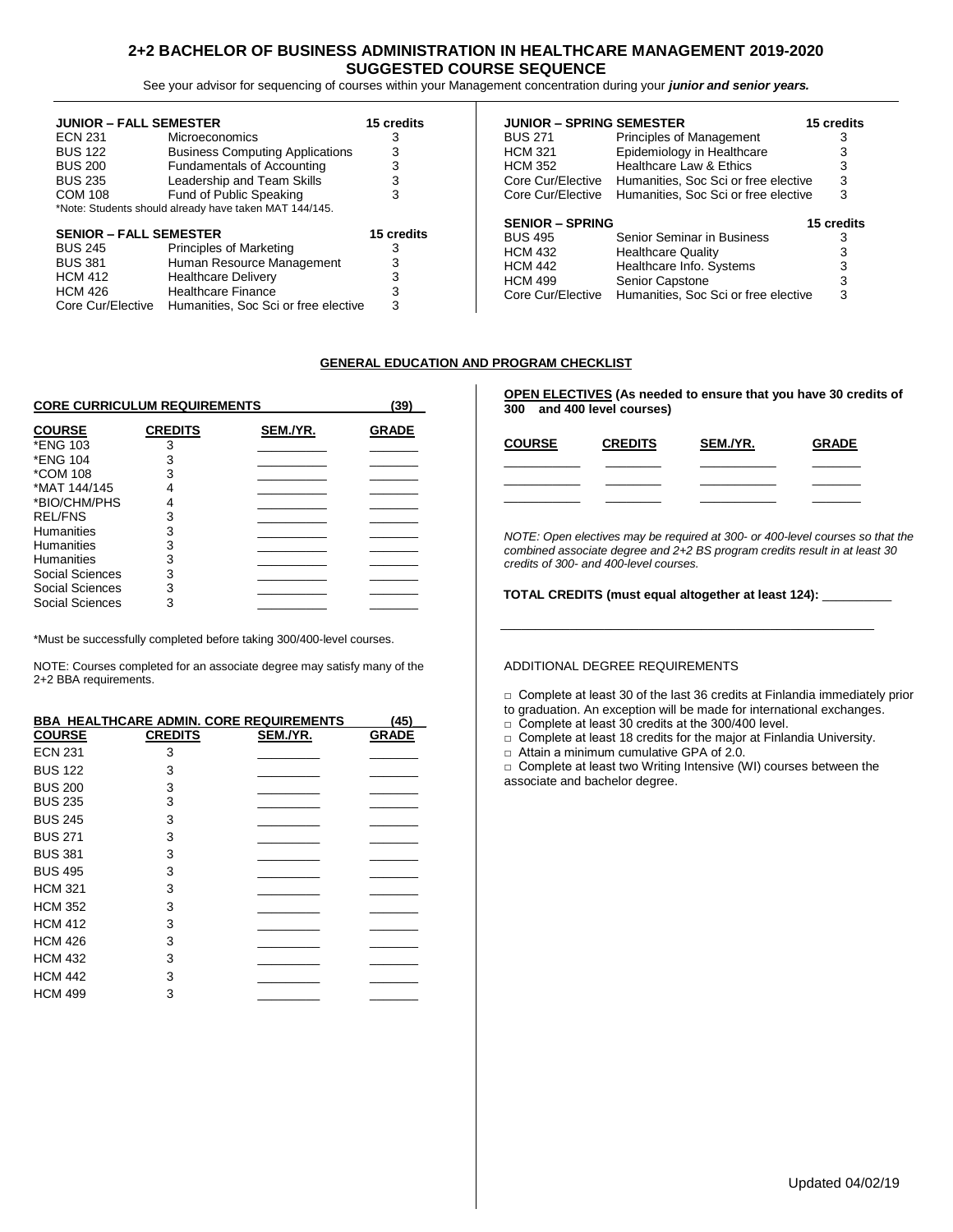# 2+2 BACHELOR OF BUSINESS ADMINISTRATION IN HEALTHCARE MANAGEMENT 2019-2020
## SUGGESTED COURSE SEQUENCE

See your advisor for sequencing of courses within your Management concentration during your ***junior and senior years.***

| JUNIOR – FALL SEMESTER | | 15 credits |
|---|---|---|
| ECN 231 | Microeconomics | 3 |
| BUS 122 | Business Computing Applications | 3 |
| BUS 200 | Fundamentals of Accounting | 3 |
| BUS 235 | Leadership and Team Skills | 3 |
| COM 108 | Fund of Public Speaking | 3 |

*Note: Students should already have taken MAT 144/145.

| JUNIOR – SPRING SEMESTER | | 15 credits |
|---|---|---|
| BUS 271 | Principles of Management | 3 |
| HCM 321 | Epidemiology in Healthcare | 3 |
| HCM 352 | Healthcare Law & Ethics | 3 |
| Core Cur/Elective | Humanities, Soc Sci or free elective | 3 |
| Core Cur/Elective | Humanities, Soc Sci or free elective | 3 |

| SENIOR – FALL SEMESTER | | 15 credits |
|---|---|---|
| BUS 245 | Principles of Marketing | 3 |
| BUS 381 | Human Resource Management | 3 |
| HCM 412 | Healthcare Delivery | 3 |
| HCM 426 | Healthcare Finance | 3 |
| Core Cur/Elective | Humanities, Soc Sci or free elective | 3 |

| SENIOR – SPRING | | 15 credits |
|---|---|---|
| BUS 495 | Senior Seminar in Business | 3 |
| HCM 432 | Healthcare Quality | 3 |
| HCM 442 | Healthcare Info. Systems | 3 |
| HCM 499 | Senior Capstone | 3 |
| Core Cur/Elective | Humanities, Soc Sci or free elective | 3 |

## GENERAL EDUCATION AND PROGRAM CHECKLIST

**CORE CURRICULUM REQUIREMENTS (39)**

| COURSE | CREDITS | SEM./YR. | GRADE |
|---|---|---|---|
| *ENG 103 | 3 | | |
| *ENG 104 | 3 | | |
| *COM 108 | 3 | | |
| *MAT 144/145 | 4 | | |
| *BIO/CHM/PHS | 4 | | |
| REL/FNS | 3 | | |
| Humanities | 3 | | |
| Humanities | 3 | | |
| Humanities | 3 | | |
| Social Sciences | 3 | | |
| Social Sciences | 3 | | |
| Social Sciences | 3 | | |

*Must be successfully completed before taking 300/400-level courses.

NOTE: Courses completed for an associate degree may satisfy many of the 2+2 BBA requirements.

**BBA HEALTHCARE ADMIN. CORE REQUIREMENTS (45)**

| COURSE | CREDITS | SEM./YR. | GRADE |
|---|---|---|---|
| ECN 231 | 3 | | |
| BUS 122 | 3 | | |
| BUS 200 | 3 | | |
| BUS 235 | 3 | | |
| BUS 245 | 3 | | |
| BUS 271 | 3 | | |
| BUS 381 | 3 | | |
| BUS 495 | 3 | | |
| HCM 321 | 3 | | |
| HCM 352 | 3 | | |
| HCM 412 | 3 | | |
| HCM 426 | 3 | | |
| HCM 432 | 3 | | |
| HCM 442 | 3 | | |
| HCM 499 | 3 | | |

**OPEN ELECTIVES (As needed to ensure that you have 30 credits of 300 and 400 level courses)**

| COURSE | CREDITS | SEM./YR. | GRADE |
|---|---|---|---|
| | | | |
| | | | |
| | | | |

*NOTE: Open electives may be required at 300- or 400-level courses so that the combined associate degree and 2+2 BS program credits result in at least 30 credits of 300- and 400-level courses.*

**TOTAL CREDITS (must equal altogether at least 124):** __________

ADDITIONAL DEGREE REQUIREMENTS

- □ Complete at least 30 of the last 36 credits at Finlandia immediately prior to graduation. An exception will be made for international exchanges.
- □ Complete at least 30 credits at the 300/400 level.
- □ Complete at least 18 credits for the major at Finlandia University.
- □ Attain a minimum cumulative GPA of 2.0.
- □ Complete at least two Writing Intensive (WI) courses between the associate and bachelor degree.

Updated 04/02/19